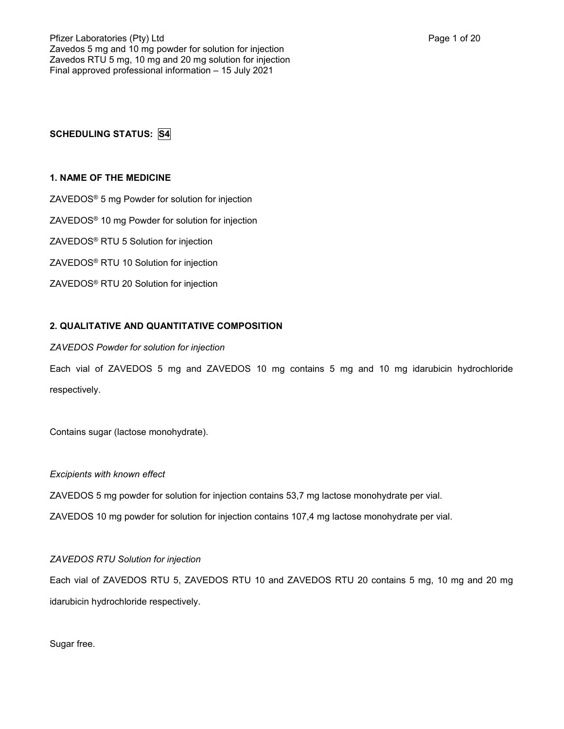**SCHEDULING STATUS: S4**

## 1. NAME OF THE MEDICINE

ZAVEDOS® 5 mg Powder for solution for injection

ZAVEDOS® 10 mg Powder for solution for injection

ZAVEDOS® RTU 5 Solution for injection

ZAVEDOS® RTU 10 Solution for injection

ZAVEDOS® RTU 20 Solution for injection

## 2. QUALITATIVE AND QUANTITATIVE COMPOSITION

*ZAVEDOS Powder for solution for injection*

Each vial of ZAVEDOS 5 mg and ZAVEDOS 10 mg contains 5 mg and 10 mg idarubicin hydrochloride respectively.

Contains sugar (lactose monohydrate).

*Excipients with known effect*

ZAVEDOS 5 mg powder for solution for injection contains 53,7 mg lactose monohydrate per vial.

ZAVEDOS 10 mg powder for solution for injection contains 107,4 mg lactose monohydrate per vial.

*ZAVEDOS RTU Solution for injection*

Each vial of ZAVEDOS RTU 5, ZAVEDOS RTU 10 and ZAVEDOS RTU 20 contains 5 mg, 10 mg and 20 mg idarubicin hydrochloride respectively.

Sugar free.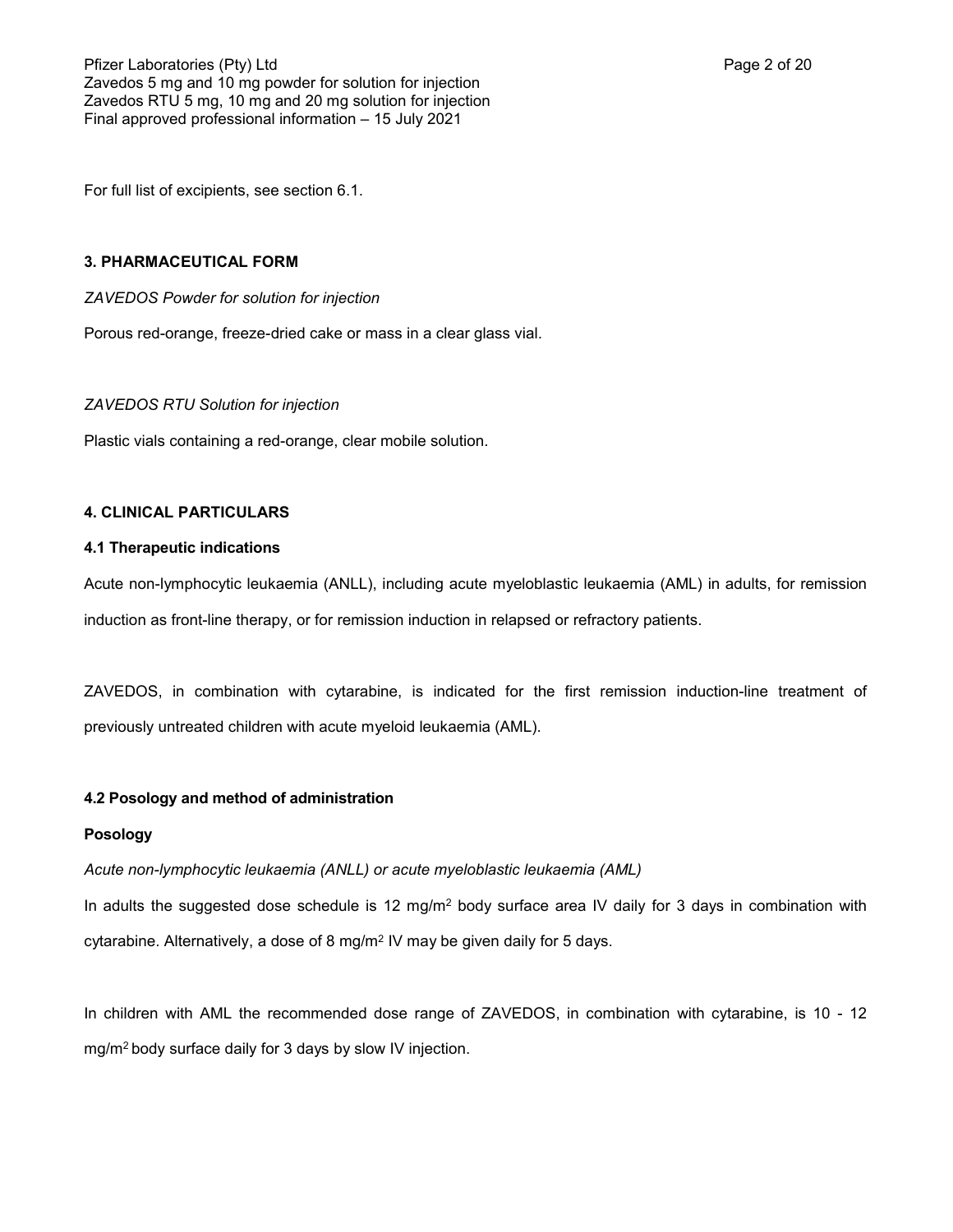For full list of excipients, see section 6.1.

## 3. PHARMACEUTICAL FORM

*ZAVEDOS Powder for solution for injection*

Porous red-orange, freeze-dried cake or mass in a clear glass vial.

*ZAVEDOS RTU Solution for injection*

Plastic vials containing a red-orange, clear mobile solution.

## 4. CLINICAL PARTICULARS

### 4.1 Therapeutic indications

Acute non-lymphocytic leukaemia (ANLL), including acute myeloblastic leukaemia (AML) in adults, for remission induction as front-line therapy, or for remission induction in relapsed or refractory patients.

ZAVEDOS, in combination with cytarabine, is indicated for the first remission induction-line treatment of previously untreated children with acute myeloid leukaemia (AML).

### 4.2 Posology and method of administration

**Posology**

*Acute non-lymphocytic leukaemia (ANLL) or acute myeloblastic leukaemia (AML)*

In adults the suggested dose schedule is 12 mg/m$^2$ body surface area IV daily for 3 days in combination with cytarabine. Alternatively, a dose of 8 mg/m$^2$ IV may be given daily for 5 days.

In children with AML the recommended dose range of ZAVEDOS, in combination with cytarabine, is 10 - 12 mg/m$^2$ body surface daily for 3 days by slow IV injection.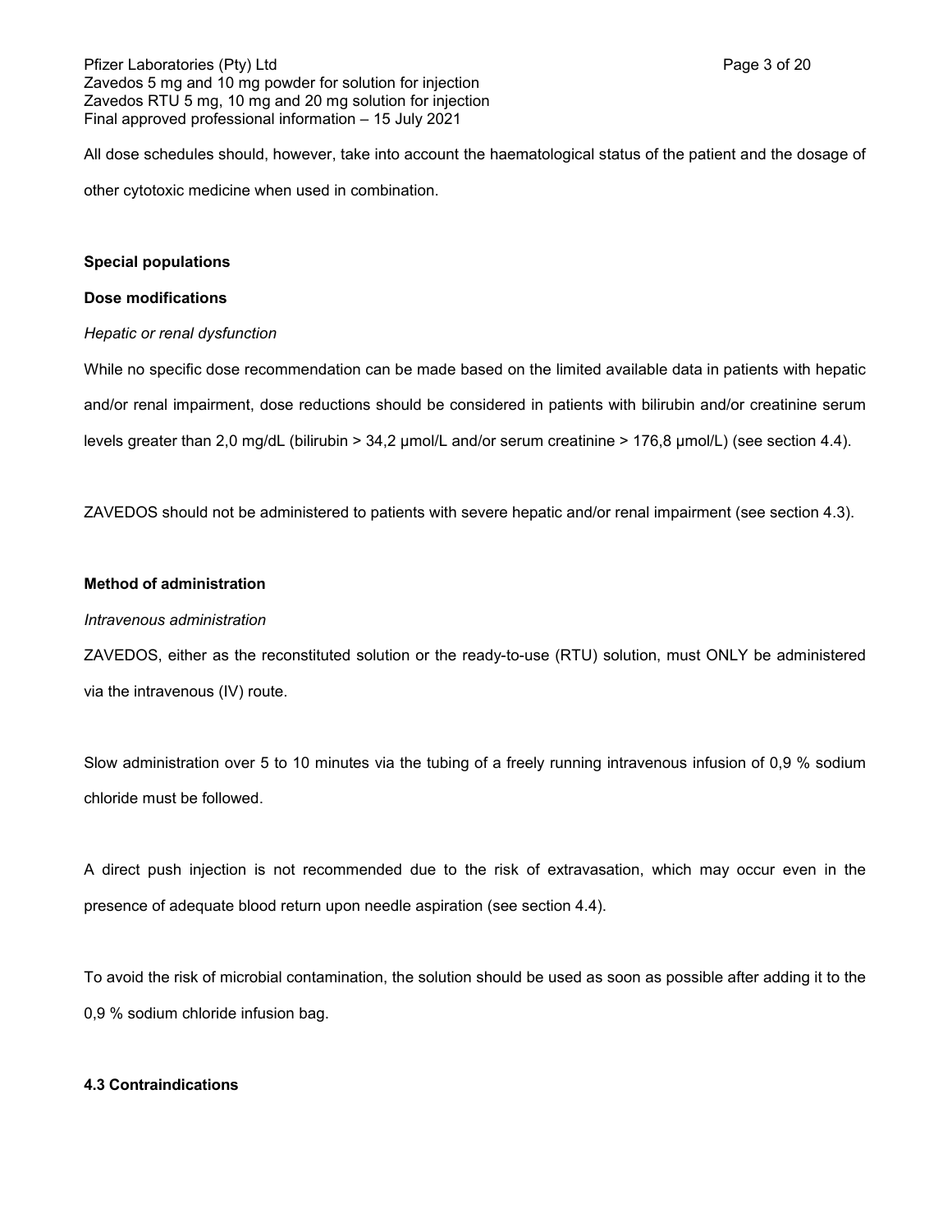All dose schedules should, however, take into account the haematological status of the patient and the dosage of other cytotoxic medicine when used in combination.

**Special populations**

**Dose modifications**

*Hepatic or renal dysfunction*

While no specific dose recommendation can be made based on the limited available data in patients with hepatic and/or renal impairment, dose reductions should be considered in patients with bilirubin and/or creatinine serum levels greater than 2,0 mg/dL (bilirubin > 34,2 µmol/L and/or serum creatinine > 176,8 µmol/L) (see section 4.4).

ZAVEDOS should not be administered to patients with severe hepatic and/or renal impairment (see section 4.3).

**Method of administration**

*Intravenous administration*

ZAVEDOS, either as the reconstituted solution or the ready-to-use (RTU) solution, must ONLY be administered via the intravenous (IV) route.

Slow administration over 5 to 10 minutes via the tubing of a freely running intravenous infusion of 0,9 % sodium chloride must be followed.

A direct push injection is not recommended due to the risk of extravasation, which may occur even in the presence of adequate blood return upon needle aspiration (see section 4.4).

To avoid the risk of microbial contamination, the solution should be used as soon as possible after adding it to the 0,9 % sodium chloride infusion bag.

**4.3 Contraindications**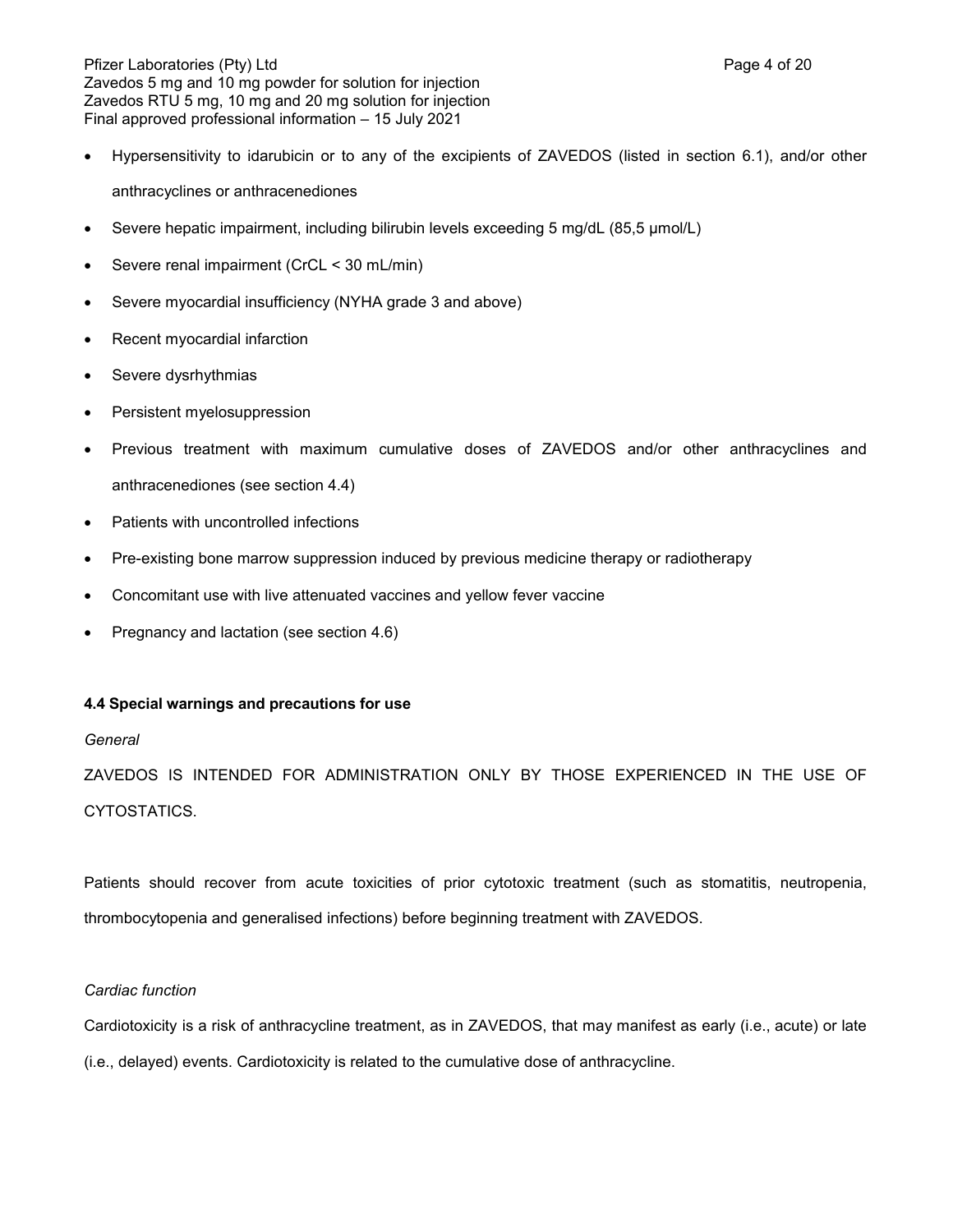- Hypersensitivity to idarubicin or to any of the excipients of ZAVEDOS (listed in section 6.1), and/or other anthracyclines or anthracenediones
- Severe hepatic impairment, including bilirubin levels exceeding 5 mg/dL (85,5 µmol/L)
- Severe renal impairment (CrCL < 30 mL/min)
- Severe myocardial insufficiency (NYHA grade 3 and above)
- Recent myocardial infarction
- Severe dysrhythmias
- Persistent myelosuppression
- Previous treatment with maximum cumulative doses of ZAVEDOS and/or other anthracyclines and anthracenediones (see section 4.4)
- Patients with uncontrolled infections
- Pre-existing bone marrow suppression induced by previous medicine therapy or radiotherapy
- Concomitant use with live attenuated vaccines and yellow fever vaccine
- Pregnancy and lactation (see section 4.6)

**4.4 Special warnings and precautions for use**

*General*

ZAVEDOS IS INTENDED FOR ADMINISTRATION ONLY BY THOSE EXPERIENCED IN THE USE OF CYTOSTATICS.

Patients should recover from acute toxicities of prior cytotoxic treatment (such as stomatitis, neutropenia, thrombocytopenia and generalised infections) before beginning treatment with ZAVEDOS.

*Cardiac function*

Cardiotoxicity is a risk of anthracycline treatment, as in ZAVEDOS, that may manifest as early (i.e., acute) or late (i.e., delayed) events. Cardiotoxicity is related to the cumulative dose of anthracycline.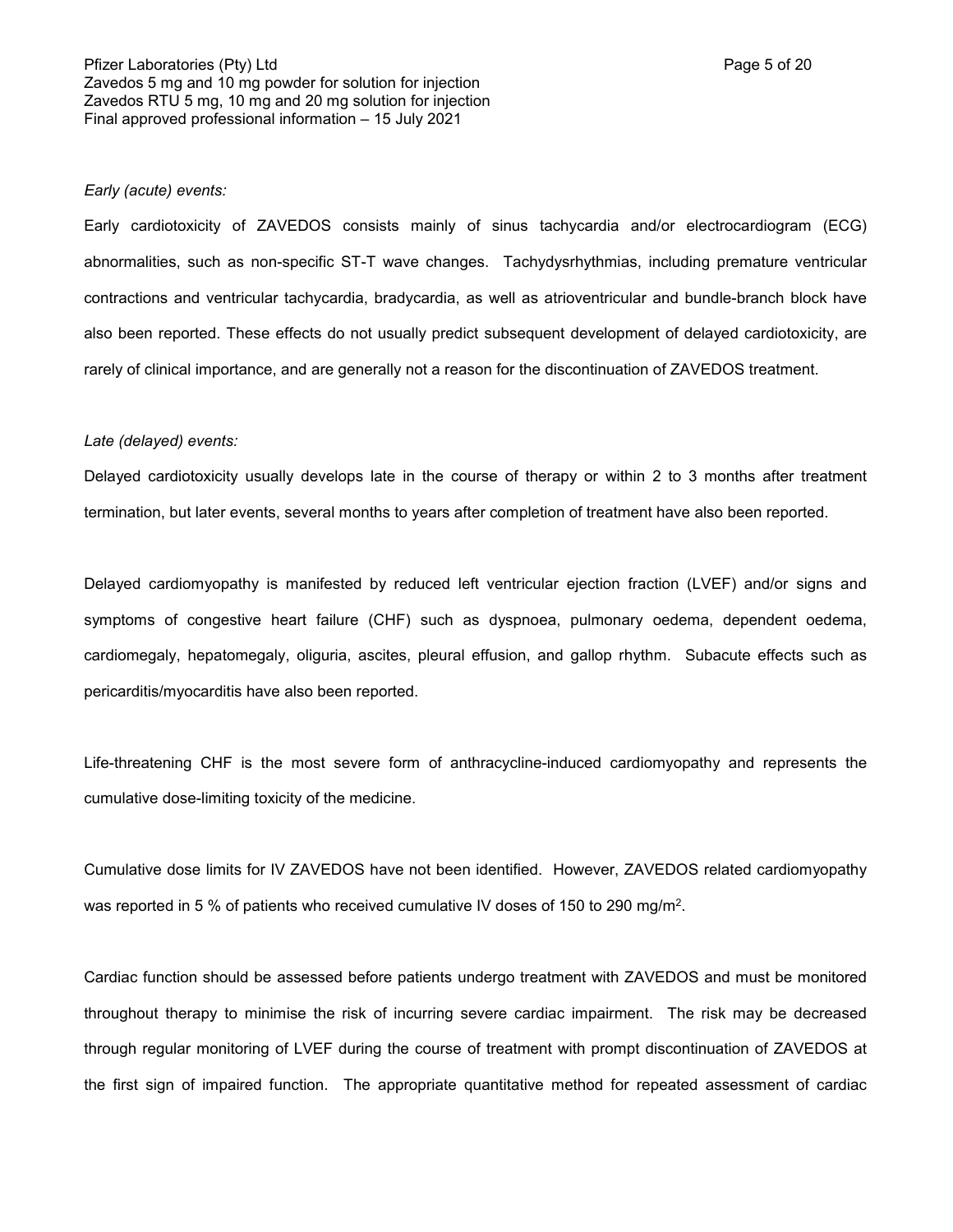*Early (acute) events:*

Early cardiotoxicity of ZAVEDOS consists mainly of sinus tachycardia and/or electrocardiogram (ECG) abnormalities, such as non-specific ST-T wave changes. Tachydysrhythmias, including premature ventricular contractions and ventricular tachycardia, bradycardia, as well as atrioventricular and bundle-branch block have also been reported. These effects do not usually predict subsequent development of delayed cardiotoxicity, are rarely of clinical importance, and are generally not a reason for the discontinuation of ZAVEDOS treatment.

*Late (delayed) events:*

Delayed cardiotoxicity usually develops late in the course of therapy or within 2 to 3 months after treatment termination, but later events, several months to years after completion of treatment have also been reported.

Delayed cardiomyopathy is manifested by reduced left ventricular ejection fraction (LVEF) and/or signs and symptoms of congestive heart failure (CHF) such as dyspnoea, pulmonary oedema, dependent oedema, cardiomegaly, hepatomegaly, oliguria, ascites, pleural effusion, and gallop rhythm. Subacute effects such as pericarditis/myocarditis have also been reported.

Life-threatening CHF is the most severe form of anthracycline-induced cardiomyopathy and represents the cumulative dose-limiting toxicity of the medicine.

Cumulative dose limits for IV ZAVEDOS have not been identified. However, ZAVEDOS related cardiomyopathy was reported in 5 % of patients who received cumulative IV doses of 150 to 290 mg/m$^2$.

Cardiac function should be assessed before patients undergo treatment with ZAVEDOS and must be monitored throughout therapy to minimise the risk of incurring severe cardiac impairment. The risk may be decreased through regular monitoring of LVEF during the course of treatment with prompt discontinuation of ZAVEDOS at the first sign of impaired function. The appropriate quantitative method for repeated assessment of cardiac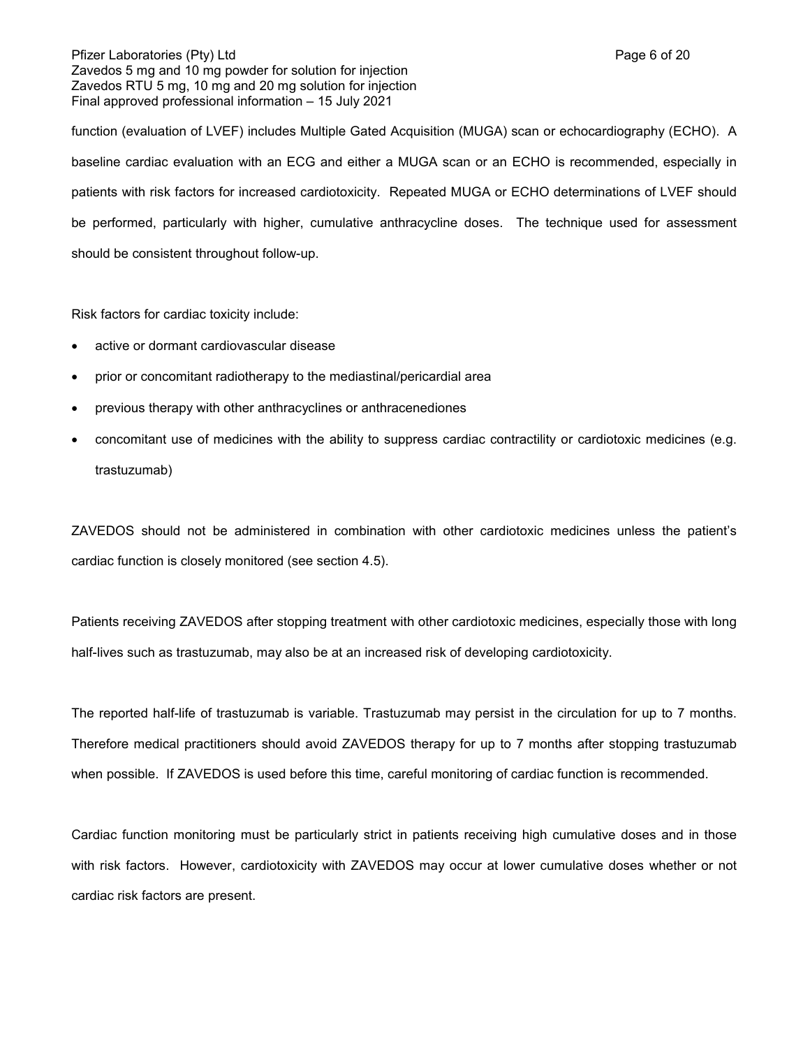function (evaluation of LVEF) includes Multiple Gated Acquisition (MUGA) scan or echocardiography (ECHO). A baseline cardiac evaluation with an ECG and either a MUGA scan or an ECHO is recommended, especially in patients with risk factors for increased cardiotoxicity. Repeated MUGA or ECHO determinations of LVEF should be performed, particularly with higher, cumulative anthracycline doses. The technique used for assessment should be consistent throughout follow-up.

Risk factors for cardiac toxicity include:

- active or dormant cardiovascular disease
- prior or concomitant radiotherapy to the mediastinal/pericardial area
- previous therapy with other anthracyclines or anthracenediones
- concomitant use of medicines with the ability to suppress cardiac contractility or cardiotoxic medicines (e.g. trastuzumab)

ZAVEDOS should not be administered in combination with other cardiotoxic medicines unless the patient's cardiac function is closely monitored (see section 4.5).

Patients receiving ZAVEDOS after stopping treatment with other cardiotoxic medicines, especially those with long half-lives such as trastuzumab, may also be at an increased risk of developing cardiotoxicity.

The reported half-life of trastuzumab is variable. Trastuzumab may persist in the circulation for up to 7 months. Therefore medical practitioners should avoid ZAVEDOS therapy for up to 7 months after stopping trastuzumab when possible. If ZAVEDOS is used before this time, careful monitoring of cardiac function is recommended.

Cardiac function monitoring must be particularly strict in patients receiving high cumulative doses and in those with risk factors. However, cardiotoxicity with ZAVEDOS may occur at lower cumulative doses whether or not cardiac risk factors are present.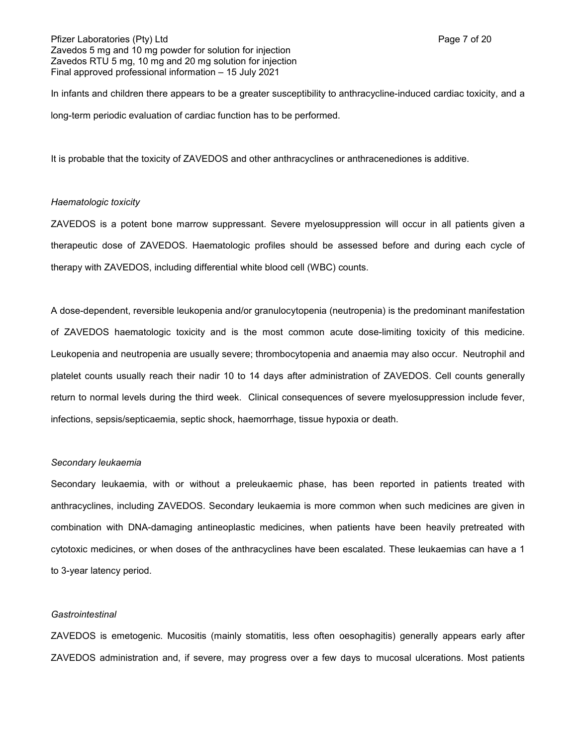In infants and children there appears to be a greater susceptibility to anthracycline-induced cardiac toxicity, and a long-term periodic evaluation of cardiac function has to be performed.

It is probable that the toxicity of ZAVEDOS and other anthracyclines or anthracenediones is additive.

*Haematologic toxicity*

ZAVEDOS is a potent bone marrow suppressant. Severe myelosuppression will occur in all patients given a therapeutic dose of ZAVEDOS. Haematologic profiles should be assessed before and during each cycle of therapy with ZAVEDOS, including differential white blood cell (WBC) counts.

A dose-dependent, reversible leukopenia and/or granulocytopenia (neutropenia) is the predominant manifestation of ZAVEDOS haematologic toxicity and is the most common acute dose-limiting toxicity of this medicine. Leukopenia and neutropenia are usually severe; thrombocytopenia and anaemia may also occur. Neutrophil and platelet counts usually reach their nadir 10 to 14 days after administration of ZAVEDOS. Cell counts generally return to normal levels during the third week. Clinical consequences of severe myelosuppression include fever, infections, sepsis/septicaemia, septic shock, haemorrhage, tissue hypoxia or death.

*Secondary leukaemia*

Secondary leukaemia, with or without a preleukaemic phase, has been reported in patients treated with anthracyclines, including ZAVEDOS. Secondary leukaemia is more common when such medicines are given in combination with DNA-damaging antineoplastic medicines, when patients have been heavily pretreated with cytotoxic medicines, or when doses of the anthracyclines have been escalated. These leukaemias can have a 1 to 3-year latency period.

*Gastrointestinal*

ZAVEDOS is emetogenic. Mucositis (mainly stomatitis, less often oesophagitis) generally appears early after ZAVEDOS administration and, if severe, may progress over a few days to mucosal ulcerations. Most patients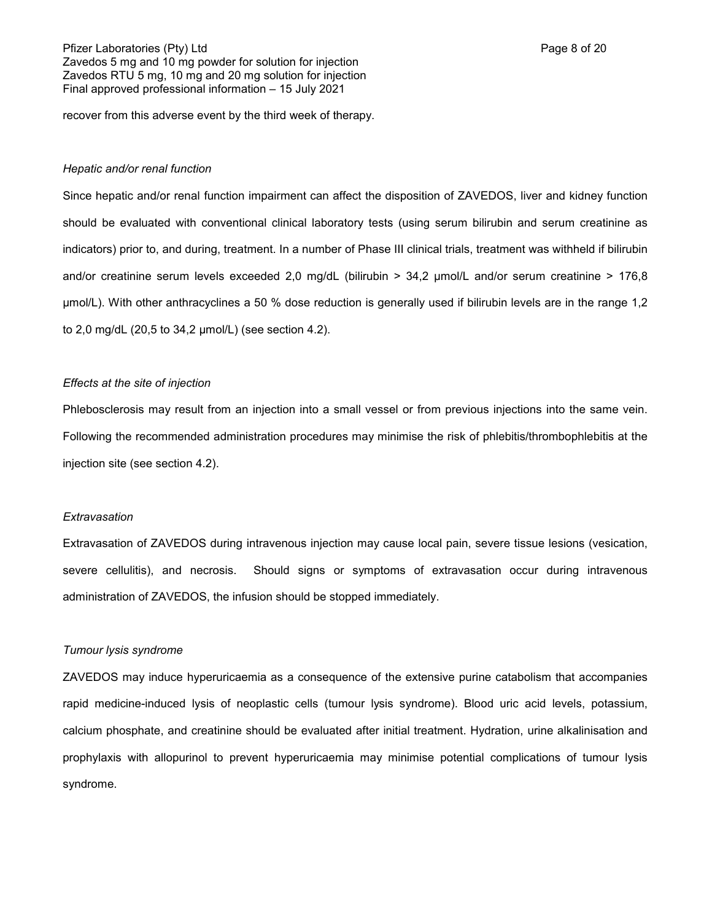recover from this adverse event by the third week of therapy.

*Hepatic and/or renal function*

Since hepatic and/or renal function impairment can affect the disposition of ZAVEDOS, liver and kidney function should be evaluated with conventional clinical laboratory tests (using serum bilirubin and serum creatinine as indicators) prior to, and during, treatment. In a number of Phase III clinical trials, treatment was withheld if bilirubin and/or creatinine serum levels exceeded 2,0 mg/dL (bilirubin > 34,2 µmol/L and/or serum creatinine > 176,8 µmol/L). With other anthracyclines a 50 % dose reduction is generally used if bilirubin levels are in the range 1,2 to 2,0 mg/dL (20,5 to 34,2 µmol/L) (see section 4.2).

*Effects at the site of injection*

Phlebosclerosis may result from an injection into a small vessel or from previous injections into the same vein. Following the recommended administration procedures may minimise the risk of phlebitis/thrombophlebitis at the injection site (see section 4.2).

*Extravasation*

Extravasation of ZAVEDOS during intravenous injection may cause local pain, severe tissue lesions (vesication, severe cellulitis), and necrosis. Should signs or symptoms of extravasation occur during intravenous administration of ZAVEDOS, the infusion should be stopped immediately.

*Tumour lysis syndrome*

ZAVEDOS may induce hyperuricaemia as a consequence of the extensive purine catabolism that accompanies rapid medicine-induced lysis of neoplastic cells (tumour lysis syndrome). Blood uric acid levels, potassium, calcium phosphate, and creatinine should be evaluated after initial treatment. Hydration, urine alkalinisation and prophylaxis with allopurinol to prevent hyperuricaemia may minimise potential complications of tumour lysis syndrome.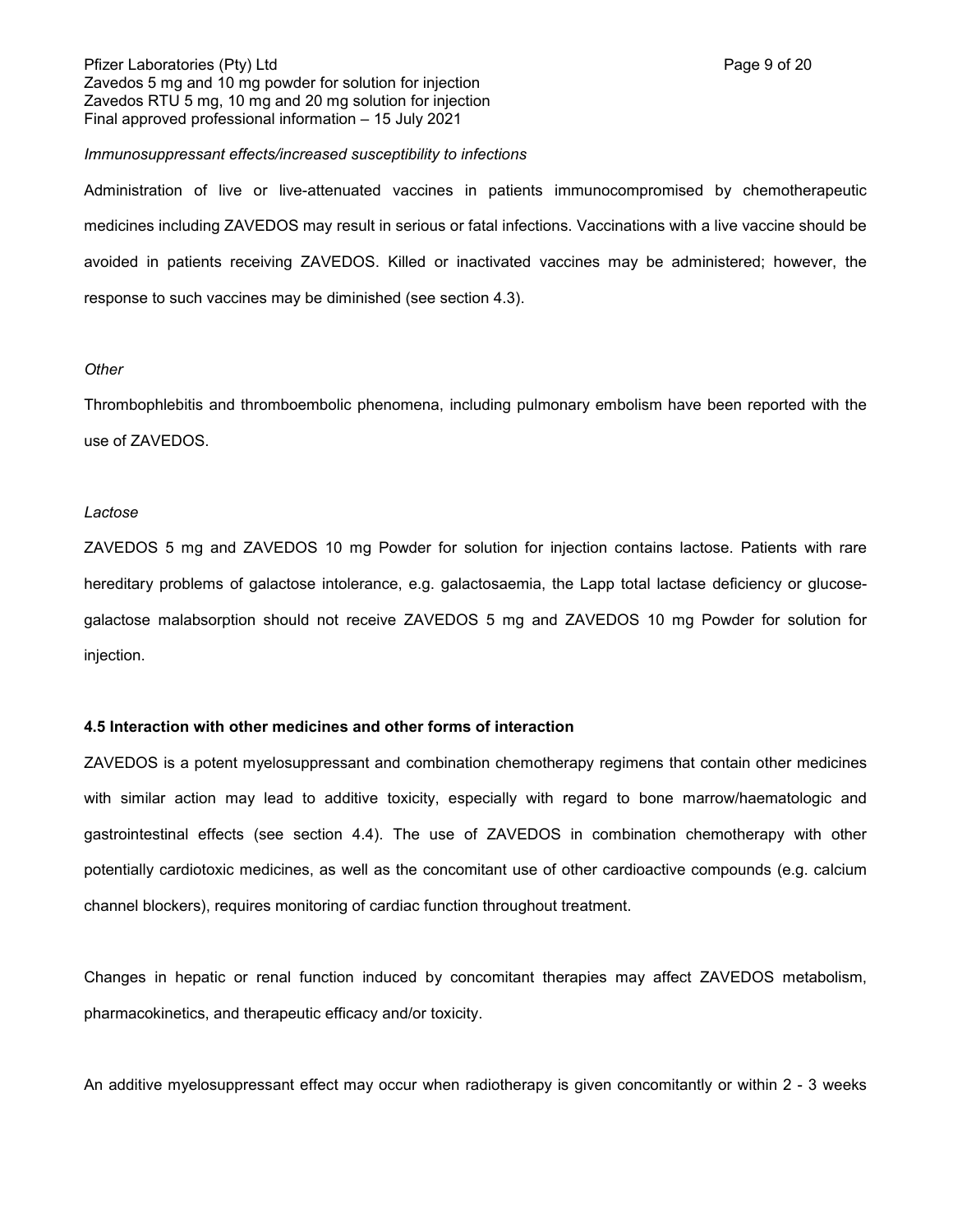*Immunosuppressant effects/increased susceptibility to infections*

Administration of live or live-attenuated vaccines in patients immunocompromised by chemotherapeutic medicines including ZAVEDOS may result in serious or fatal infections. Vaccinations with a live vaccine should be avoided in patients receiving ZAVEDOS. Killed or inactivated vaccines may be administered; however, the response to such vaccines may be diminished (see section 4.3).

*Other*

Thrombophlebitis and thromboembolic phenomena, including pulmonary embolism have been reported with the use of ZAVEDOS.

*Lactose*

ZAVEDOS 5 mg and ZAVEDOS 10 mg Powder for solution for injection contains lactose. Patients with rare hereditary problems of galactose intolerance, e.g. galactosaemia, the Lapp total lactase deficiency or glucose-galactose malabsorption should not receive ZAVEDOS 5 mg and ZAVEDOS 10 mg Powder for solution for injection.

**4.5 Interaction with other medicines and other forms of interaction**

ZAVEDOS is a potent myelosuppressant and combination chemotherapy regimens that contain other medicines with similar action may lead to additive toxicity, especially with regard to bone marrow/haematologic and gastrointestinal effects (see section 4.4). The use of ZAVEDOS in combination chemotherapy with other potentially cardiotoxic medicines, as well as the concomitant use of other cardioactive compounds (e.g. calcium channel blockers), requires monitoring of cardiac function throughout treatment.

Changes in hepatic or renal function induced by concomitant therapies may affect ZAVEDOS metabolism, pharmacokinetics, and therapeutic efficacy and/or toxicity.

An additive myelosuppressant effect may occur when radiotherapy is given concomitantly or within 2 - 3 weeks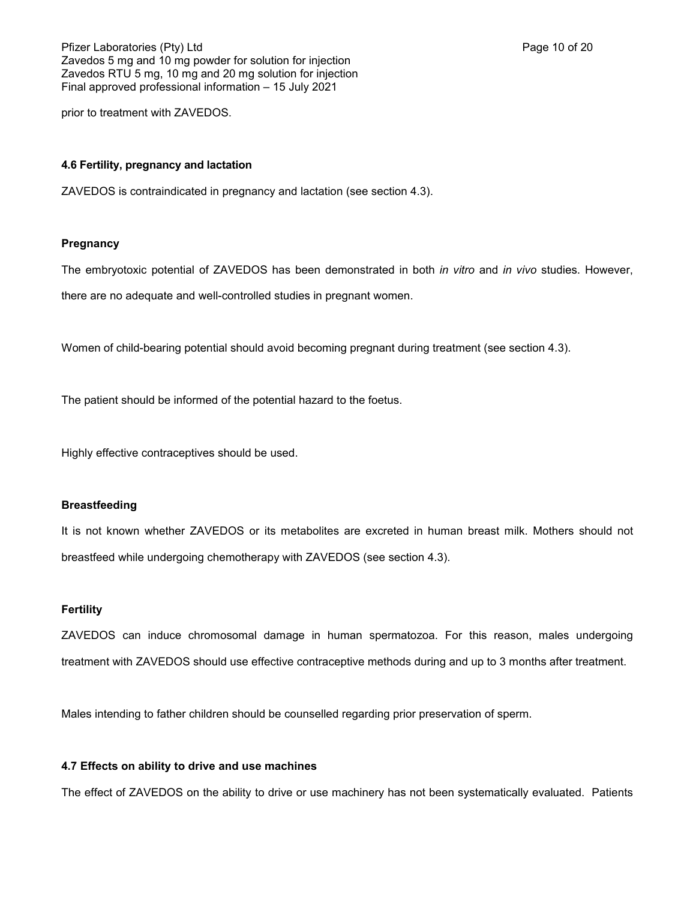prior to treatment with ZAVEDOS.

### 4.6 Fertility, pregnancy and lactation

ZAVEDOS is contraindicated in pregnancy and lactation (see section 4.3).

#### Pregnancy

The embryotoxic potential of ZAVEDOS has been demonstrated in both *in vitro* and *in vivo* studies. However, there are no adequate and well-controlled studies in pregnant women.

Women of child-bearing potential should avoid becoming pregnant during treatment (see section 4.3).

The patient should be informed of the potential hazard to the foetus.

Highly effective contraceptives should be used.

#### Breastfeeding

It is not known whether ZAVEDOS or its metabolites are excreted in human breast milk. Mothers should not breastfeed while undergoing chemotherapy with ZAVEDOS (see section 4.3).

#### Fertility

ZAVEDOS can induce chromosomal damage in human spermatozoa. For this reason, males undergoing treatment with ZAVEDOS should use effective contraceptive methods during and up to 3 months after treatment.

Males intending to father children should be counselled regarding prior preservation of sperm.

### 4.7 Effects on ability to drive and use machines

The effect of ZAVEDOS on the ability to drive or use machinery has not been systematically evaluated. Patients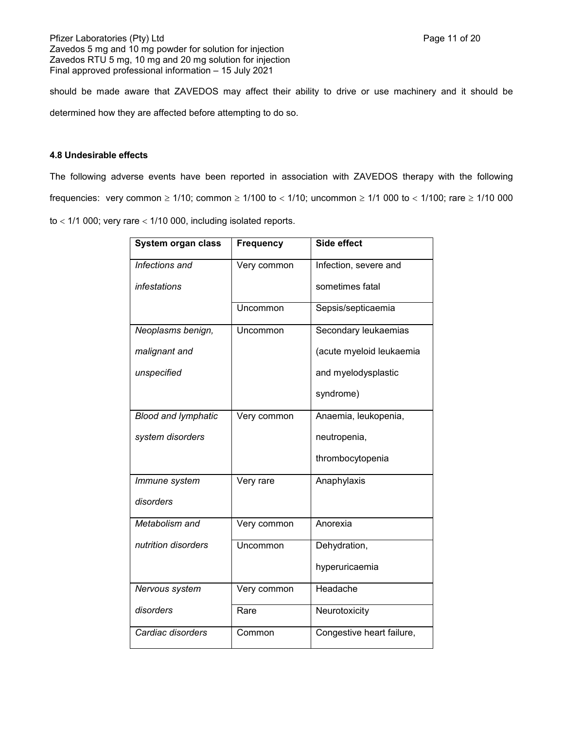should be made aware that ZAVEDOS may affect their ability to drive or use machinery and it should be determined how they are affected before attempting to do so.

#### 4.8 Undesirable effects

The following adverse events have been reported in association with ZAVEDOS therapy with the following frequencies: very common ≥ 1/10; common ≥ 1/100 to < 1/10; uncommon ≥ 1/1 000 to < 1/100; rare ≥ 1/10 000 to < 1/1 000; very rare < 1/10 000, including isolated reports.

| System organ class | Frequency | Side effect |
|---|---|---|
| *Infections and infestations* | Very common | Infection, severe and sometimes fatal |
| | Uncommon | Sepsis/septicaemia |
| *Neoplasms benign, malignant and unspecified* | Uncommon | Secondary leukaemias (acute myeloid leukaemia and myelodysplastic syndrome) |
| *Blood and lymphatic system disorders* | Very common | Anaemia, leukopenia, neutropenia, thrombocytopenia |
| *Immune system disorders* | Very rare | Anaphylaxis |
| *Metabolism and nutrition disorders* | Very common | Anorexia |
| | Uncommon | Dehydration, hyperuricaemia |
| *Nervous system disorders* | Very common | Headache |
| | Rare | Neurotoxicity |
| *Cardiac disorders* | Common | Congestive heart failure, |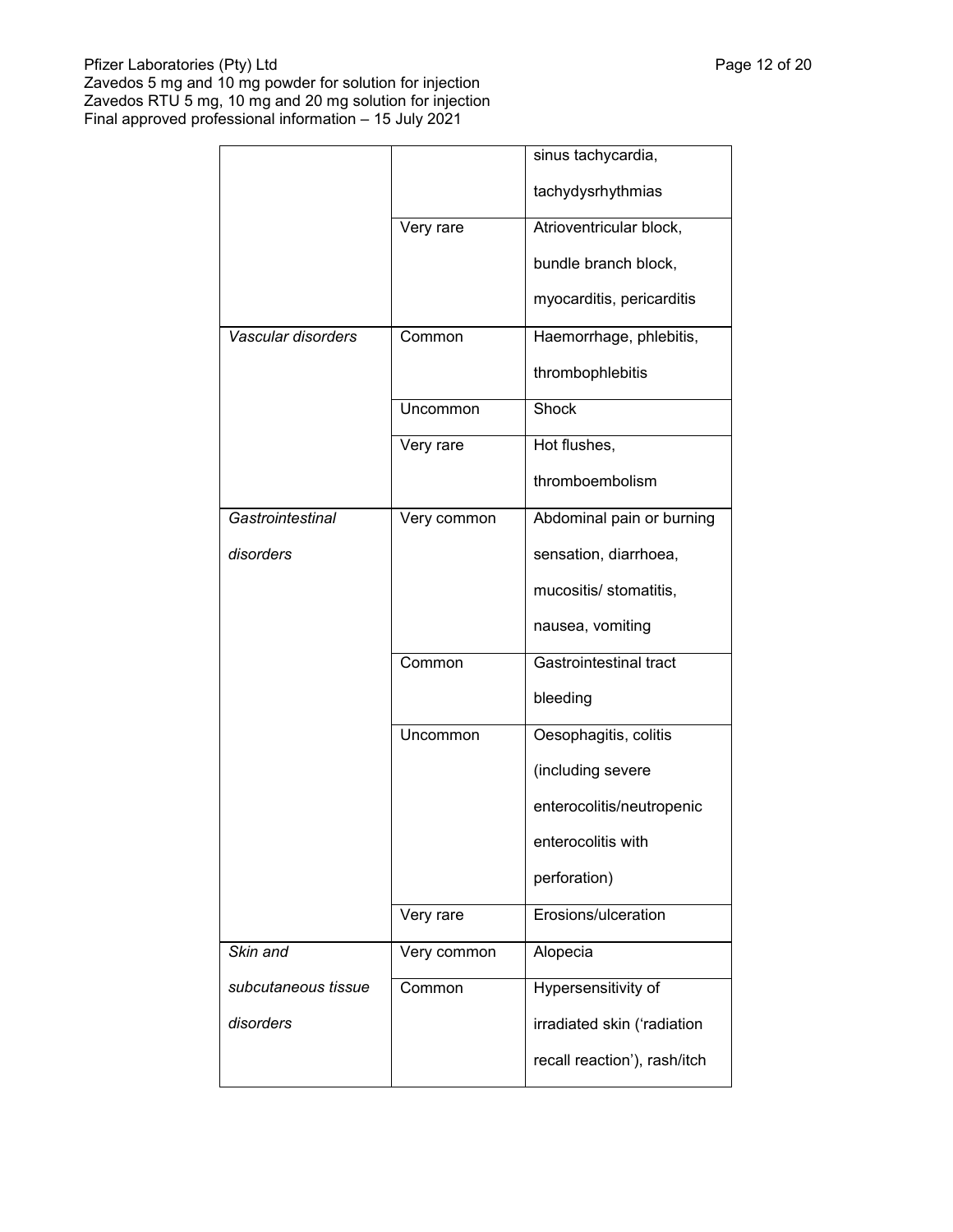| | | |
|---|---|---|
| | | sinus tachycardia, tachydysrhythmias |
| | Very rare | Atrioventricular block, bundle branch block, myocarditis, pericarditis |
| *Vascular disorders* | Common | Haemorrhage, phlebitis, thrombophlebitis |
| | Uncommon | Shock |
| | Very rare | Hot flushes, thromboembolism |
| *Gastrointestinal disorders* | Very common | Abdominal pain or burning sensation, diarrhoea, mucositis/ stomatitis, nausea, vomiting |
| | Common | Gastrointestinal tract bleeding |
| | Uncommon | Oesophagitis, colitis (including severe enterocolitis/neutropenic enterocolitis with perforation) |
| | Very rare | Erosions/ulceration |
| *Skin and subcutaneous tissue disorders* | Very common | Alopecia |
| | Common | Hypersensitivity of irradiated skin ('radiation recall reaction'), rash/itch |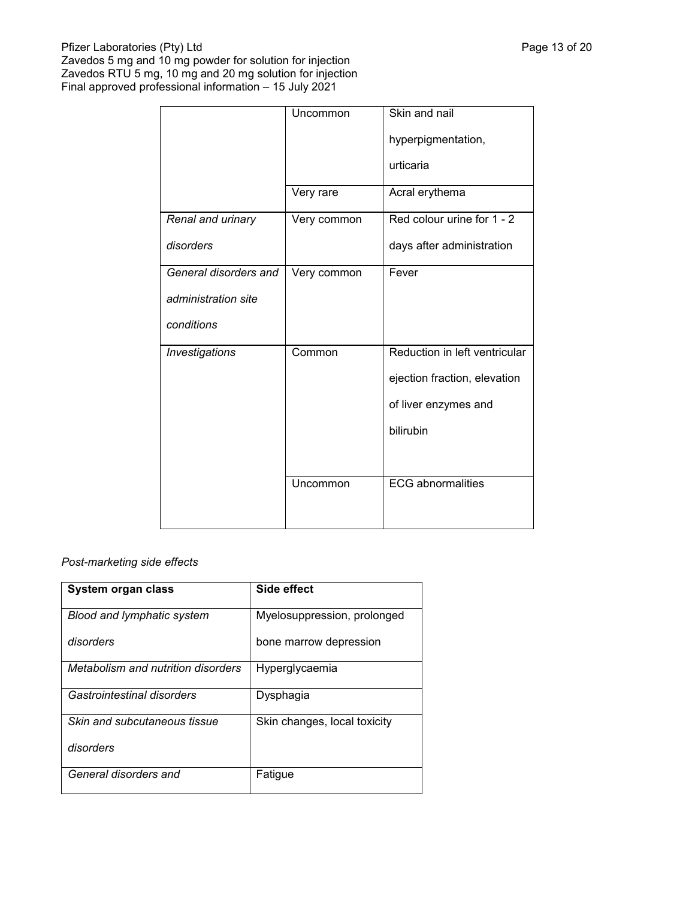| | | |
|---|---|---|
| | Uncommon | Skin and nail hyperpigmentation, urticaria |
| | Very rare | Acral erythema |
| *Renal and urinary disorders* | Very common | Red colour urine for 1 - 2 days after administration |
| *General disorders and administration site conditions* | Very common | Fever |
| *Investigations* | Common | Reduction in left ventricular ejection fraction, elevation of liver enzymes and bilirubin |
| | Uncommon | ECG abnormalities |

*Post-marketing side effects*

| **System organ class** | **Side effect** |
|---|---|
| *Blood and lymphatic system disorders* | Myelosuppression, prolonged bone marrow depression |
| *Metabolism and nutrition disorders* | Hyperglycaemia |
| *Gastrointestinal disorders* | Dysphagia |
| *Skin and subcutaneous tissue disorders* | Skin changes, local toxicity |
| *General disorders and* | Fatigue |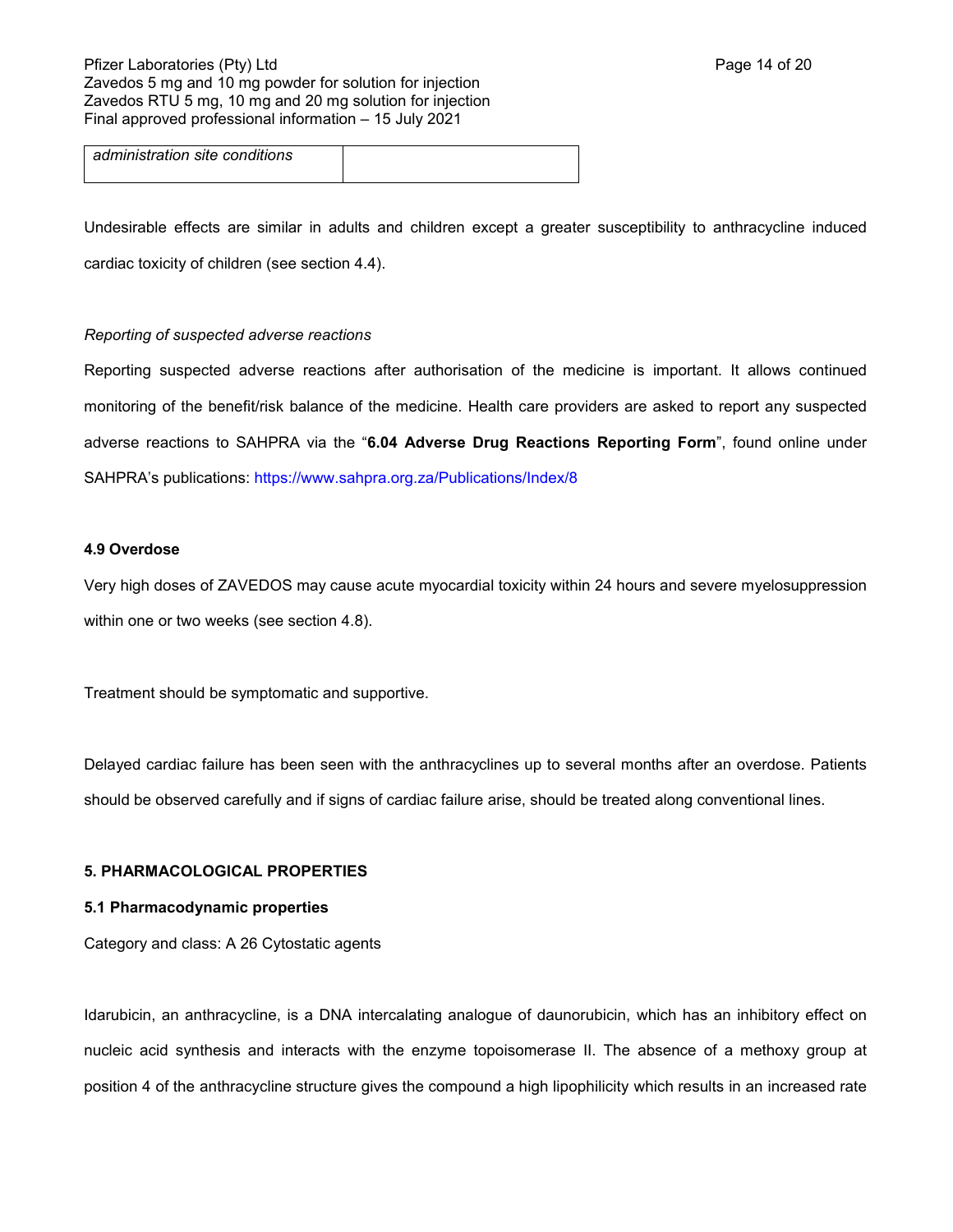| *administration site conditions* | |
|---|---|

Undesirable effects are similar in adults and children except a greater susceptibility to anthracycline induced cardiac toxicity of children (see section 4.4).

*Reporting of suspected adverse reactions*

Reporting suspected adverse reactions after authorisation of the medicine is important. It allows continued monitoring of the benefit/risk balance of the medicine. Health care providers are asked to report any suspected adverse reactions to SAHPRA via the "**6.04 Adverse Drug Reactions Reporting Form**", found online under SAHPRA's publications: https://www.sahpra.org.za/Publications/Index/8

### 4.9 Overdose

Very high doses of ZAVEDOS may cause acute myocardial toxicity within 24 hours and severe myelosuppression within one or two weeks (see section 4.8).

Treatment should be symptomatic and supportive.

Delayed cardiac failure has been seen with the anthracyclines up to several months after an overdose. Patients should be observed carefully and if signs of cardiac failure arise, should be treated along conventional lines.

## 5. PHARMACOLOGICAL PROPERTIES

### 5.1 Pharmacodynamic properties

Category and class: A 26 Cytostatic agents

Idarubicin, an anthracycline, is a DNA intercalating analogue of daunorubicin, which has an inhibitory effect on nucleic acid synthesis and interacts with the enzyme topoisomerase II. The absence of a methoxy group at position 4 of the anthracycline structure gives the compound a high lipophilicity which results in an increased rate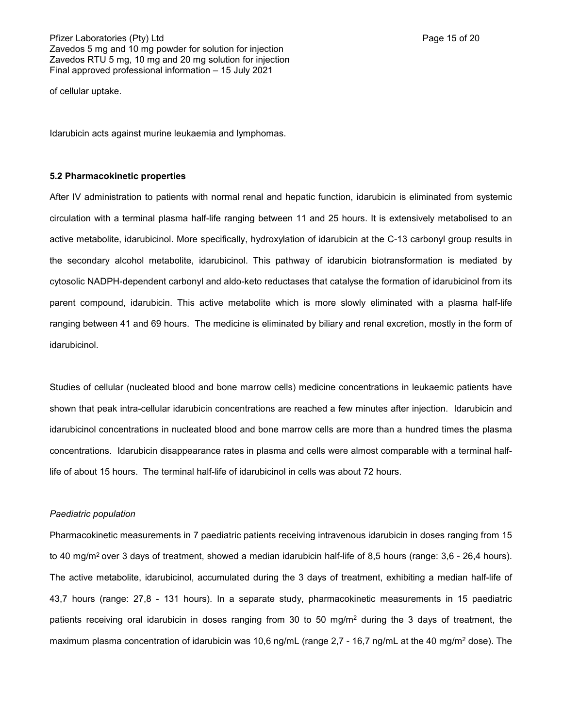of cellular uptake.

Idarubicin acts against murine leukaemia and lymphomas.

### 5.2 Pharmacokinetic properties

After IV administration to patients with normal renal and hepatic function, idarubicin is eliminated from systemic circulation with a terminal plasma half-life ranging between 11 and 25 hours. It is extensively metabolised to an active metabolite, idarubicinol. More specifically, hydroxylation of idarubicin at the C-13 carbonyl group results in the secondary alcohol metabolite, idarubicinol. This pathway of idarubicin biotransformation is mediated by cytosolic NADPH-dependent carbonyl and aldo-keto reductases that catalyse the formation of idarubicinol from its parent compound, idarubicin. This active metabolite which is more slowly eliminated with a plasma half-life ranging between 41 and 69 hours. The medicine is eliminated by biliary and renal excretion, mostly in the form of idarubicinol.

Studies of cellular (nucleated blood and bone marrow cells) medicine concentrations in leukaemic patients have shown that peak intra-cellular idarubicin concentrations are reached a few minutes after injection. Idarubicin and idarubicinol concentrations in nucleated blood and bone marrow cells are more than a hundred times the plasma concentrations. Idarubicin disappearance rates in plasma and cells were almost comparable with a terminal half-life of about 15 hours. The terminal half-life of idarubicinol in cells was about 72 hours.

*Paediatric population*

Pharmacokinetic measurements in 7 paediatric patients receiving intravenous idarubicin in doses ranging from 15 to 40 mg/m$^2$ over 3 days of treatment, showed a median idarubicin half-life of 8,5 hours (range: 3,6 - 26,4 hours). The active metabolite, idarubicinol, accumulated during the 3 days of treatment, exhibiting a median half-life of 43,7 hours (range: 27,8 - 131 hours). In a separate study, pharmacokinetic measurements in 15 paediatric patients receiving oral idarubicin in doses ranging from 30 to 50 mg/m$^2$ during the 3 days of treatment, the maximum plasma concentration of idarubicin was 10,6 ng/mL (range 2,7 - 16,7 ng/mL at the 40 mg/m$^2$ dose). The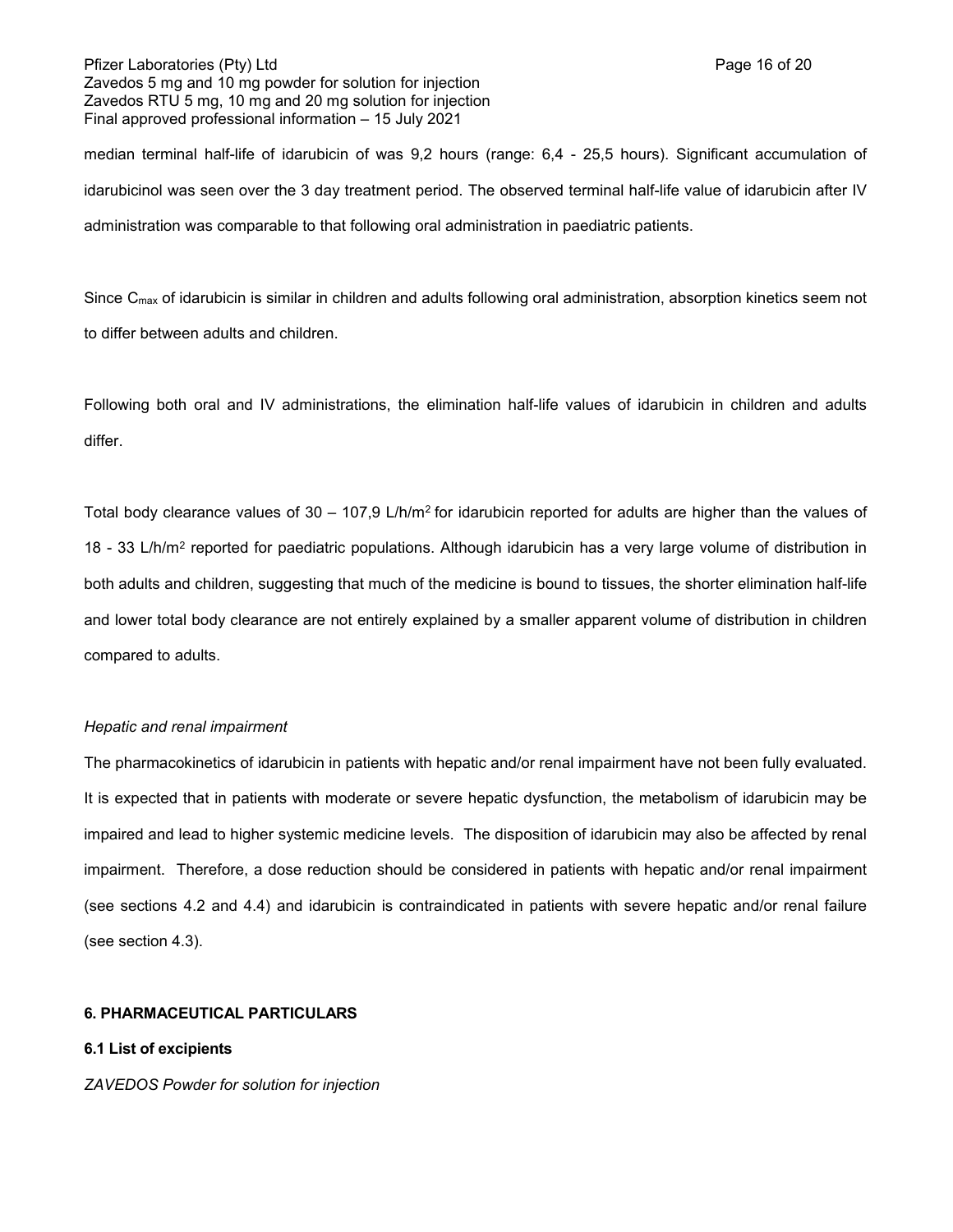median terminal half-life of idarubicin of was 9,2 hours (range: 6,4 - 25,5 hours). Significant accumulation of idarubicinol was seen over the 3 day treatment period. The observed terminal half-life value of idarubicin after IV administration was comparable to that following oral administration in paediatric patients.

Since $C_{max}$ of idarubicin is similar in children and adults following oral administration, absorption kinetics seem not to differ between adults and children.

Following both oral and IV administrations, the elimination half-life values of idarubicin in children and adults differ.

Total body clearance values of 30 – 107,9 L/h/m$^2$ for idarubicin reported for adults are higher than the values of 18 - 33 L/h/m$^2$ reported for paediatric populations. Although idarubicin has a very large volume of distribution in both adults and children, suggesting that much of the medicine is bound to tissues, the shorter elimination half-life and lower total body clearance are not entirely explained by a smaller apparent volume of distribution in children compared to adults.

*Hepatic and renal impairment*

The pharmacokinetics of idarubicin in patients with hepatic and/or renal impairment have not been fully evaluated. It is expected that in patients with moderate or severe hepatic dysfunction, the metabolism of idarubicin may be impaired and lead to higher systemic medicine levels. The disposition of idarubicin may also be affected by renal impairment. Therefore, a dose reduction should be considered in patients with hepatic and/or renal impairment (see sections 4.2 and 4.4) and idarubicin is contraindicated in patients with severe hepatic and/or renal failure (see section 4.3).

## 6. PHARMACEUTICAL PARTICULARS

### 6.1 List of excipients

*ZAVEDOS Powder for solution for injection*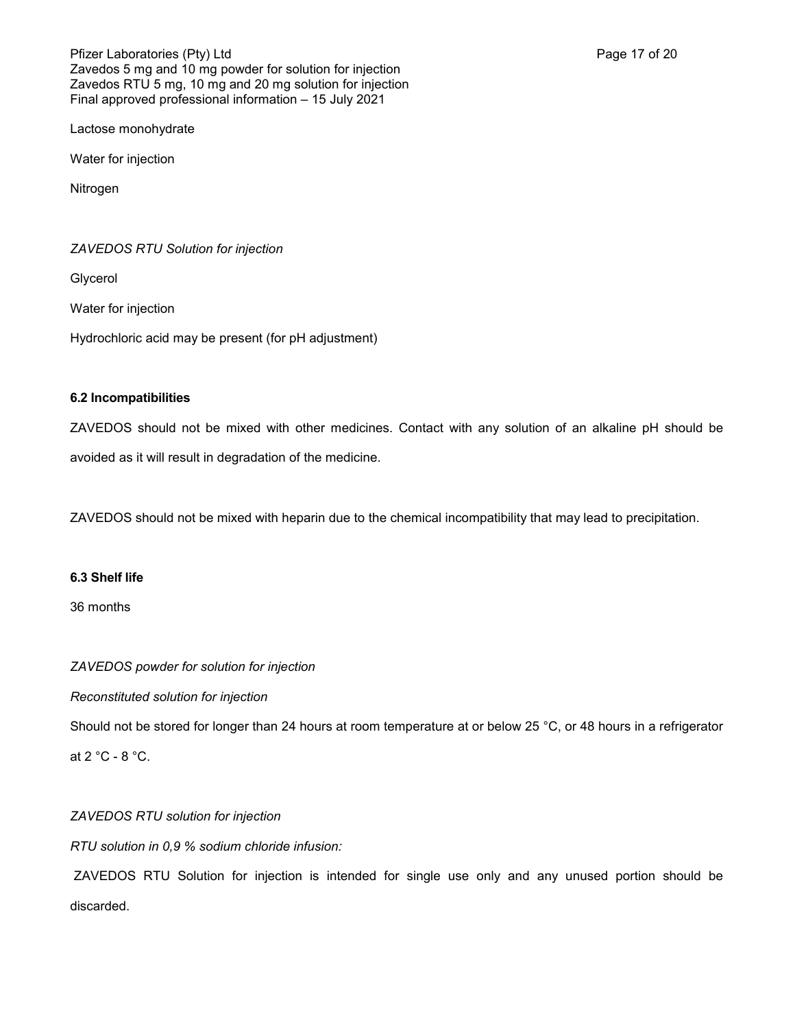Lactose monohydrate

Water for injection

Nitrogen

*ZAVEDOS RTU Solution for injection*

Glycerol

Water for injection

Hydrochloric acid may be present (for pH adjustment)

**6.2 Incompatibilities**

ZAVEDOS should not be mixed with other medicines. Contact with any solution of an alkaline pH should be avoided as it will result in degradation of the medicine.

ZAVEDOS should not be mixed with heparin due to the chemical incompatibility that may lead to precipitation.

**6.3 Shelf life**

36 months

*ZAVEDOS powder for solution for injection*

*Reconstituted solution for injection*

Should not be stored for longer than 24 hours at room temperature at or below 25 °C, or 48 hours in a refrigerator at 2 °C - 8 °C.

*ZAVEDOS RTU solution for injection*

*RTU solution in 0,9 % sodium chloride infusion:*

ZAVEDOS RTU Solution for injection is intended for single use only and any unused portion should be discarded.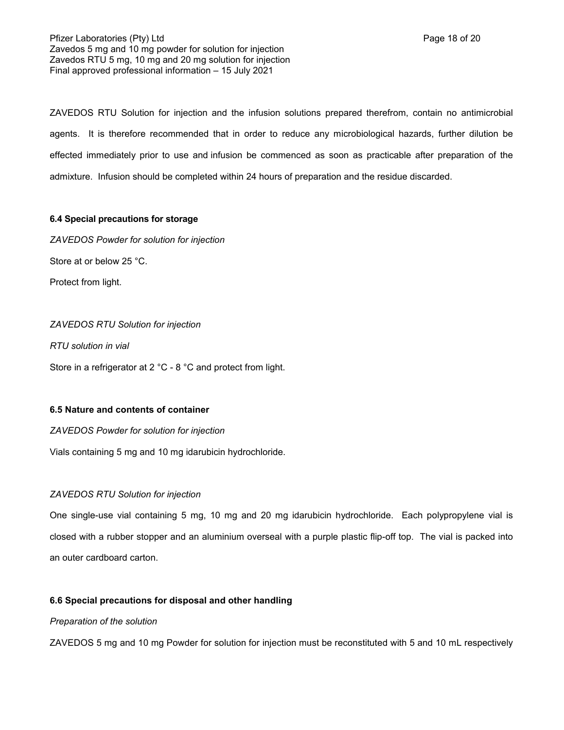ZAVEDOS RTU Solution for injection and the infusion solutions prepared therefrom, contain no antimicrobial agents. It is therefore recommended that in order to reduce any microbiological hazards, further dilution be effected immediately prior to use and infusion be commenced as soon as practicable after preparation of the admixture. Infusion should be completed within 24 hours of preparation and the residue discarded.

**6.4 Special precautions for storage**

*ZAVEDOS Powder for solution for injection*

Store at or below 25 °C.

Protect from light.

*ZAVEDOS RTU Solution for injection*

*RTU solution in vial*

Store in a refrigerator at 2 °C - 8 °C and protect from light.

**6.5 Nature and contents of container**

*ZAVEDOS Powder for solution for injection*

Vials containing 5 mg and 10 mg idarubicin hydrochloride.

*ZAVEDOS RTU Solution for injection*

One single-use vial containing 5 mg, 10 mg and 20 mg idarubicin hydrochloride. Each polypropylene vial is closed with a rubber stopper and an aluminium overseal with a purple plastic flip-off top. The vial is packed into an outer cardboard carton.

**6.6 Special precautions for disposal and other handling**

*Preparation of the solution*

ZAVEDOS 5 mg and 10 mg Powder for solution for injection must be reconstituted with 5 and 10 mL respectively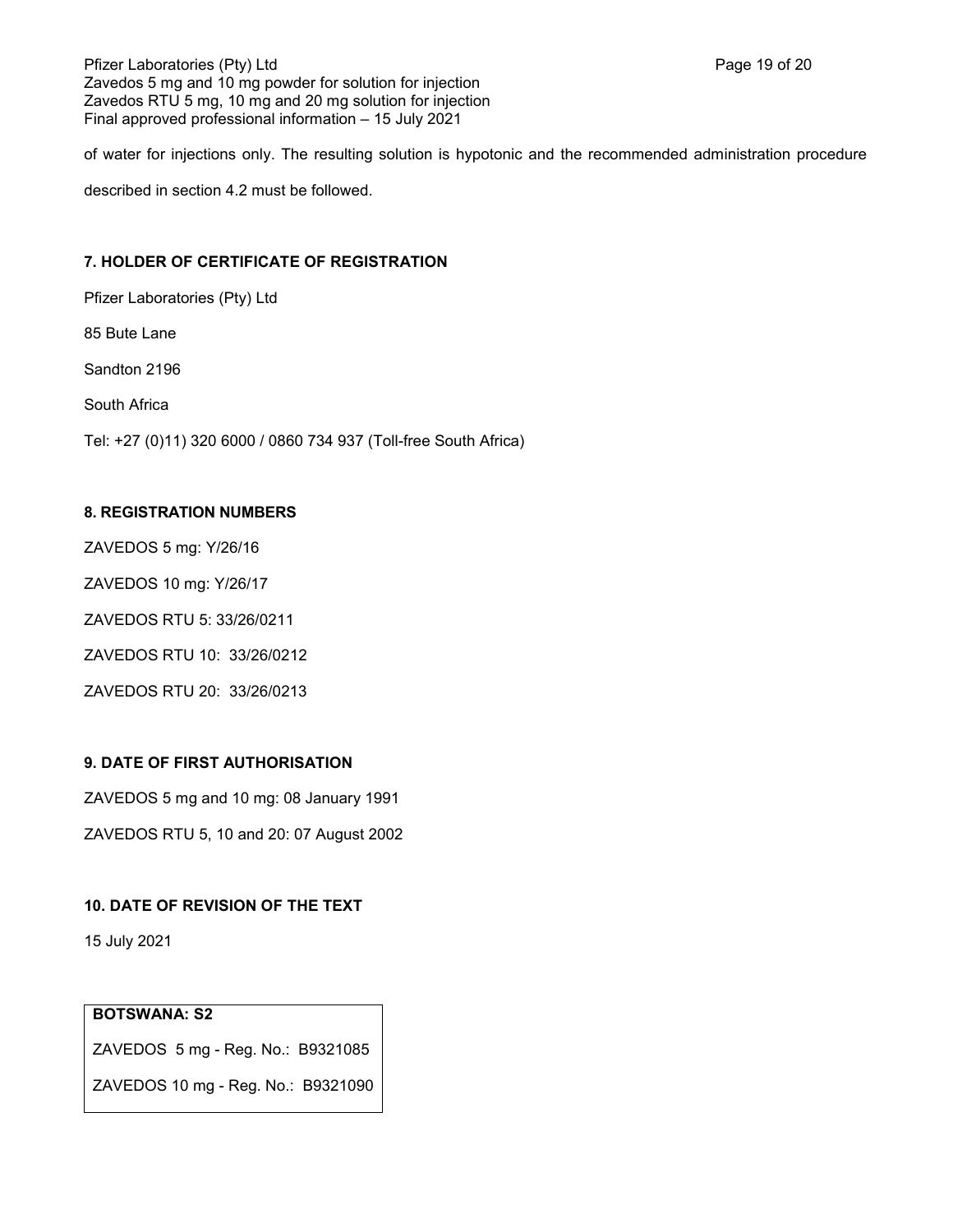of water for injections only. The resulting solution is hypotonic and the recommended administration procedure described in section 4.2 must be followed.

**7. HOLDER OF CERTIFICATE OF REGISTRATION**

Pfizer Laboratories (Pty) Ltd

85 Bute Lane

Sandton 2196

South Africa

Tel: +27 (0)11) 320 6000 / 0860 734 937 (Toll-free South Africa)

**8. REGISTRATION NUMBERS**

ZAVEDOS 5 mg: Y/26/16

ZAVEDOS 10 mg: Y/26/17

ZAVEDOS RTU 5: 33/26/0211

ZAVEDOS RTU 10: 33/26/0212

ZAVEDOS RTU 20: 33/26/0213

**9. DATE OF FIRST AUTHORISATION**

ZAVEDOS 5 mg and 10 mg: 08 January 1991

ZAVEDOS RTU 5, 10 and 20: 07 August 2002

**10. DATE OF REVISION OF THE TEXT**

15 July 2021

**BOTSWANA: S2**

ZAVEDOS 5 mg - Reg. No.: B9321085

ZAVEDOS 10 mg - Reg. No.: B9321090